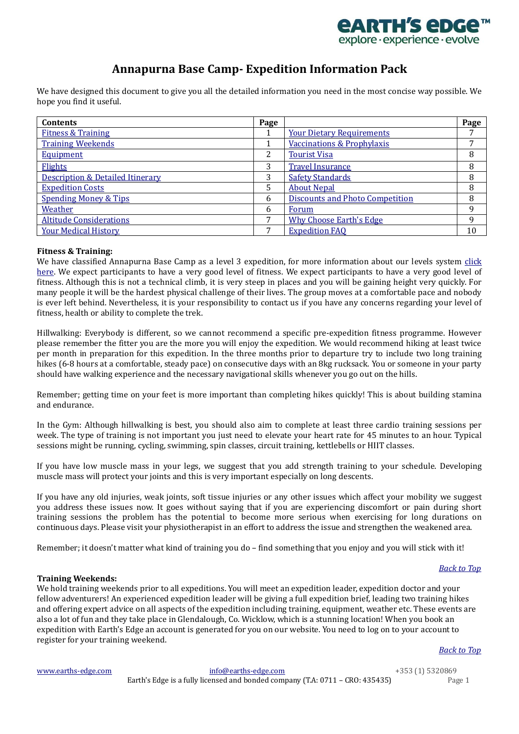# Annapurna Base Camp- Expedition Information Pack

We have designed this document to give you all the detailed information you need in the most concise way possible. We hope you find it useful.

| Contents | Page | | Page |
|---|---|---|---|
| Fitness & Training | 1 | Your Dietary Requirements | 7 |
| Training Weekends | 1 | Vaccinations & Prophylaxis | 7 |
| Equipment | 2 | Tourist Visa | 8 |
| Flights | 3 | Travel Insurance | 8 |
| Description & Detailed Itinerary | 3 | Safety Standards | 8 |
| Expedition Costs | 5 | About Nepal | 8 |
| Spending Money & Tips | 6 | Discounts and Photo Competition | 8 |
| Weather | 6 | Forum | 9 |
| Altitude Considerations | 7 | Why Choose Earth's Edge | 9 |
| Your Medical History | 7 | Expedition FAQ | 10 |

**Fitness & Training:**

We have classified Annapurna Base Camp as a level 3 expedition, for more information about our levels system click here. We expect participants to have a very good level of fitness. We expect participants to have a very good level of fitness. Although this is not a technical climb, it is very steep in places and you will be gaining height very quickly. For many people it will be the hardest physical challenge of their lives. The group moves at a comfortable pace and nobody is ever left behind. Nevertheless, it is your responsibility to contact us if you have any concerns regarding your level of fitness, health or ability to complete the trek.

Hillwalking: Everybody is different, so we cannot recommend a specific pre-expedition fitness programme. However please remember the fitter you are the more you will enjoy the expedition. We would recommend hiking at least twice per month in preparation for this expedition. In the three months prior to departure try to include two long training hikes (6-8 hours at a comfortable, steady pace) on consecutive days with an 8kg rucksack. You or someone in your party should have walking experience and the necessary navigational skills whenever you go out on the hills.

Remember; getting time on your feet is more important than completing hikes quickly! This is about building stamina and endurance.

In the Gym: Although hillwalking is best, you should also aim to complete at least three cardio training sessions per week. The type of training is not important you just need to elevate your heart rate for 45 minutes to an hour. Typical sessions might be running, cycling, swimming, spin classes, circuit training, kettlebells or HIIT classes.

If you have low muscle mass in your legs, we suggest that you add strength training to your schedule. Developing muscle mass will protect your joints and this is very important especially on long descents.

If you have any old injuries, weak joints, soft tissue injuries or any other issues which affect your mobility we suggest you address these issues now. It goes without saying that if you are experiencing discomfort or pain during short training sessions the problem has the potential to become more serious when exercising for long durations on continuous days. Please visit your physiotherapist in an effort to address the issue and strengthen the weakened area.

Remember; it doesn't matter what kind of training you do – find something that you enjoy and you will stick with it!

*Back to Top*

**Training Weekends:**

We hold training weekends prior to all expeditions. You will meet an expedition leader, expedition doctor and your fellow adventurers! An experienced expedition leader will be giving a full expedition brief, leading two training hikes and offering expert advice on all aspects of the expedition including training, equipment, weather etc. These events are also a lot of fun and they take place in Glendalough, Co. Wicklow, which is a stunning location! When you book an expedition with Earth's Edge an account is generated for you on our website. You need to log on to your account to register for your training weekend.

*Back to Top*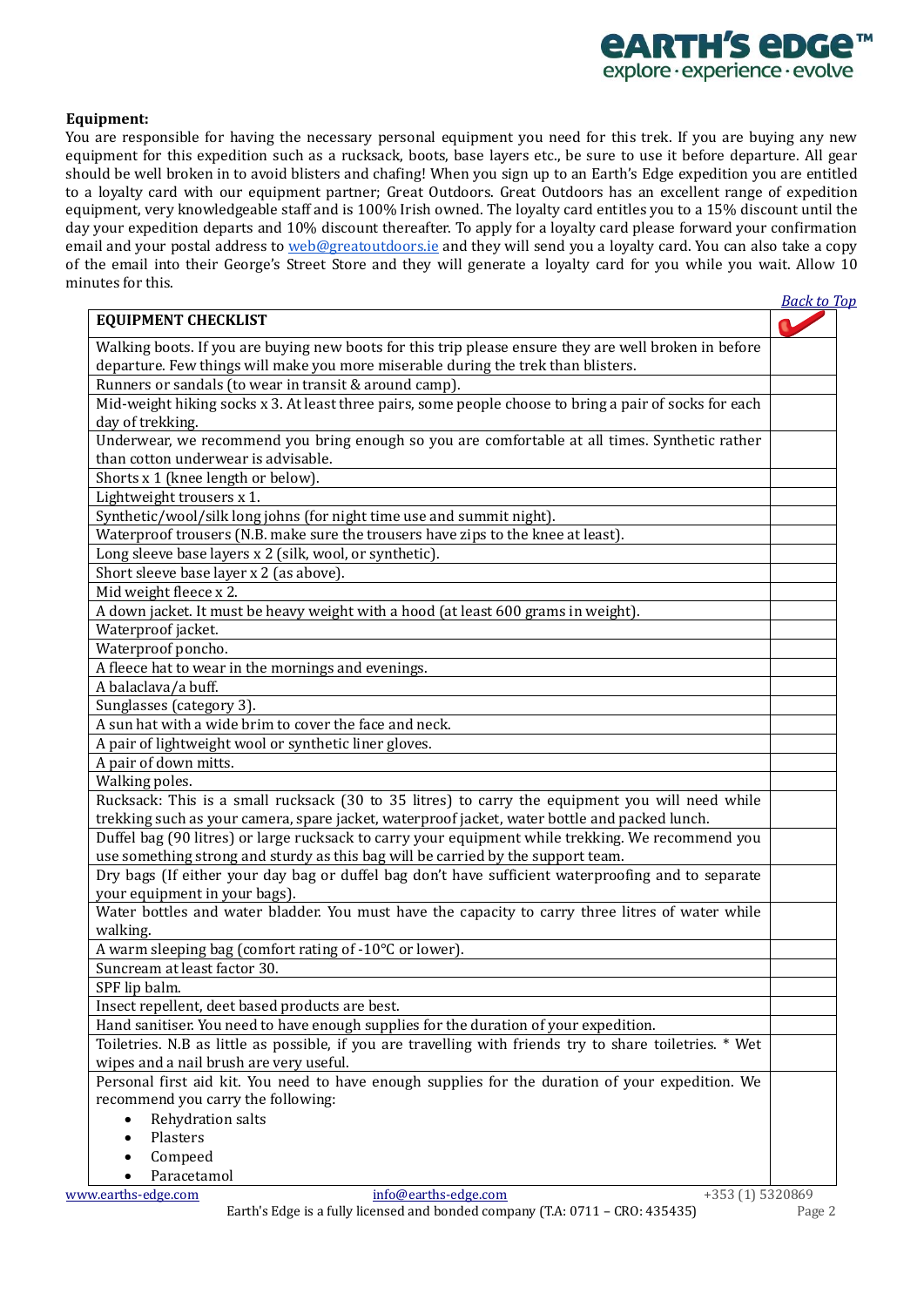**Equipment:**

You are responsible for having the necessary personal equipment you need for this trek. If you are buying any new equipment for this expedition such as a rucksack, boots, base layers etc., be sure to use it before departure. All gear should be well broken in to avoid blisters and chafing! When you sign up to an Earth's Edge expedition you are entitled to a loyalty card with our equipment partner; Great Outdoors. Great Outdoors has an excellent range of expedition equipment, very knowledgeable staff and is 100% Irish owned. The loyalty card entitles you to a 15% discount until the day your expedition departs and 10% discount thereafter. To apply for a loyalty card please forward your confirmation email and your postal address to web@greatoutdoors.ie and they will send you a loyalty card. You can also take a copy of the email into their George's Street Store and they will generate a loyalty card for you while you wait. Allow 10 minutes for this.

*Back to Top*

| EQUIPMENT CHECKLIST | ✓ |
|---|---|
| Walking boots. If you are buying new boots for this trip please ensure they are well broken in before departure. Few things will make you more miserable during the trek than blisters. | |
| Runners or sandals (to wear in transit & around camp). | |
| Mid-weight hiking socks x 3. At least three pairs, some people choose to bring a pair of socks for each day of trekking. | |
| Underwear, we recommend you bring enough so you are comfortable at all times. Synthetic rather than cotton underwear is advisable. | |
| Shorts x 1 (knee length or below). | |
| Lightweight trousers x 1. | |
| Synthetic/wool/silk long johns (for night time use and summit night). | |
| Waterproof trousers (N.B. make sure the trousers have zips to the knee at least). | |
| Long sleeve base layers x 2 (silk, wool, or synthetic). | |
| Short sleeve base layer x 2 (as above). | |
| Mid weight fleece x 2. | |
| A down jacket. It must be heavy weight with a hood (at least 600 grams in weight). | |
| Waterproof jacket. | |
| Waterproof poncho. | |
| A fleece hat to wear in the mornings and evenings. | |
| A balaclava/a buff. | |
| Sunglasses (category 3). | |
| A sun hat with a wide brim to cover the face and neck. | |
| A pair of lightweight wool or synthetic liner gloves. | |
| A pair of down mitts. | |
| Walking poles. | |
| Rucksack: This is a small rucksack (30 to 35 litres) to carry the equipment you will need while trekking such as your camera, spare jacket, waterproof jacket, water bottle and packed lunch. | |
| Duffel bag (90 litres) or large rucksack to carry your equipment while trekking. We recommend you use something strong and sturdy as this bag will be carried by the support team. | |
| Dry bags (If either your day bag or duffel bag don't have sufficient waterproofing and to separate your equipment in your bags). | |
| Water bottles and water bladder. You must have the capacity to carry three litres of water while walking. | |
| A warm sleeping bag (comfort rating of -10°C or lower). | |
| Suncream at least factor 30. | |
| SPF lip balm. | |
| Insect repellent, deet based products are best. | |
| Hand sanitiser. You need to have enough supplies for the duration of your expedition. | |
| Toiletries. N.B as little as possible, if you are travelling with friends try to share toiletries. * Wet wipes and a nail brush are very useful. | |
| Personal first aid kit. You need to have enough supplies for the duration of your expedition. We recommend you carry the following: <br>• Rehydration salts <br>• Plasters <br>• Compeed <br>• Paracetamol | |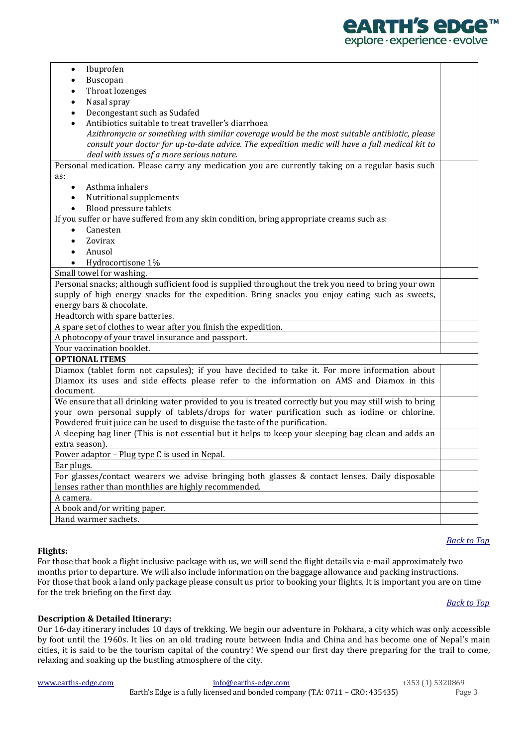| | |
|---|---|
| • Ibuprofen<br>• Buscopan<br>• Throat lozenges<br>• Nasal spray<br>• Decongestant such as Sudafed<br>• Antibiotics suitable to treat traveller's diarrhoea<br>*Azithromycin or something with similar coverage would be the most suitable antibiotic, please consult your doctor for up-to-date advice. The expedition medic will have a full medical kit to deal with issues of a more serious nature.* | |
| Personal medication. Please carry any medication you are currently taking on a regular basis such as:<br>• Asthma inhalers<br>• Nutritional supplements<br>• Blood pressure tablets<br>If you suffer or have suffered from any skin condition, bring appropriate creams such as:<br>• Canesten<br>• Zovirax<br>• Anusol<br>• Hydrocortisone 1% | |
| Small towel for washing. | |
| Personal snacks; although sufficient food is supplied throughout the trek you need to bring your own supply of high energy snacks for the expedition. Bring snacks you enjoy eating such as sweets, energy bars & chocolate. | |
| Headtorch with spare batteries. | |
| A spare set of clothes to wear after you finish the expedition. | |
| A photocopy of your travel insurance and passport. | |
| Your vaccination booklet. | |
| **OPTIONAL ITEMS** | |
| Diamox (tablet form not capsules); if you have decided to take it. For more information about Diamox its uses and side effects please refer to the information on AMS and Diamox in this document. | |
| We ensure that all drinking water provided to you is treated correctly but you may still wish to bring your own personal supply of tablets/drops for water purification such as iodine or chlorine. Powdered fruit juice can be used to disguise the taste of the purification. | |
| A sleeping bag liner (This is not essential but it helps to keep your sleeping bag clean and adds an extra season). | |
| Power adaptor – Plug type C is used in Nepal. | |
| Ear plugs. | |
| For glasses/contact wearers we advise bringing both glasses & contact lenses. Daily disposable lenses rather than monthlies are highly recommended. | |
| A camera. | |
| A book and/or writing paper. | |
| Hand warmer sachets. | |

*Back to Top*

**Flights:**

For those that book a flight inclusive package with us, we will send the flight details via e-mail approximately two months prior to departure. We will also include information on the baggage allowance and packing instructions.
For those that book a land only package please consult us prior to booking your flights. It is important you are on time for the trek briefing on the first day.

*Back to Top*

**Description & Detailed Itinerary:**

Our 16-day itinerary includes 10 days of trekking. We begin our adventure in Pokhara, a city which was only accessible by foot until the 1960s. It lies on an old trading route between India and China and has become one of Nepal's main cities, it is said to be the tourism capital of the country! We spend our first day there preparing for the trail to come, relaxing and soaking up the bustling atmosphere of the city.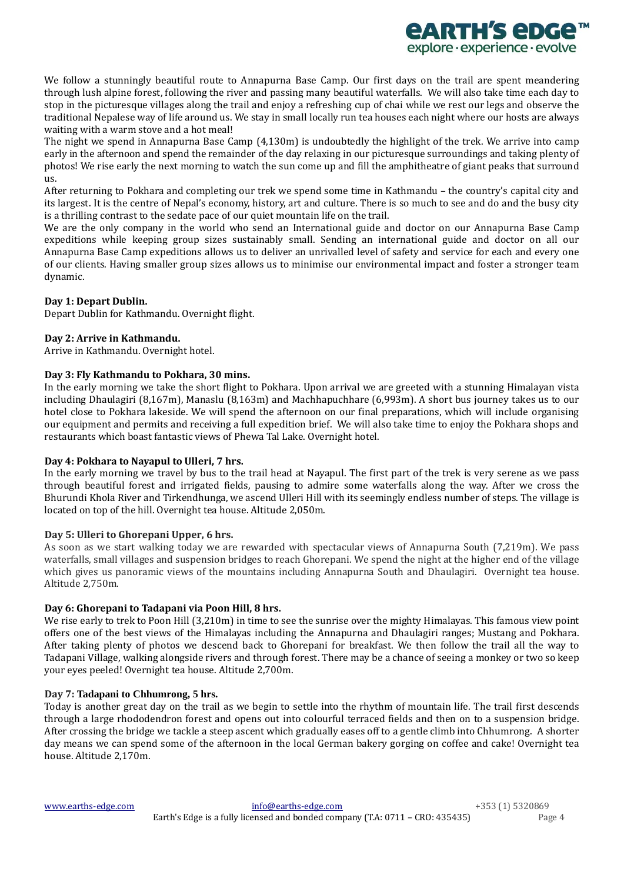We follow a stunningly beautiful route to Annapurna Base Camp. Our first days on the trail are spent meandering through lush alpine forest, following the river and passing many beautiful waterfalls. We will also take time each day to stop in the picturesque villages along the trail and enjoy a refreshing cup of chai while we rest our legs and observe the traditional Nepalese way of life around us. We stay in small locally run tea houses each night where our hosts are always waiting with a warm stove and a hot meal!

The night we spend in Annapurna Base Camp (4,130m) is undoubtedly the highlight of the trek. We arrive into camp early in the afternoon and spend the remainder of the day relaxing in our picturesque surroundings and taking plenty of photos! We rise early the next morning to watch the sun come up and fill the amphitheatre of giant peaks that surround us.

After returning to Pokhara and completing our trek we spend some time in Kathmandu – the country's capital city and its largest. It is the centre of Nepal's economy, history, art and culture. There is so much to see and do and the busy city is a thrilling contrast to the sedate pace of our quiet mountain life on the trail.

We are the only company in the world who send an International guide and doctor on our Annapurna Base Camp expeditions while keeping group sizes sustainably small. Sending an international guide and doctor on all our Annapurna Base Camp expeditions allows us to deliver an unrivalled level of safety and service for each and every one of our clients. Having smaller group sizes allows us to minimise our environmental impact and foster a stronger team dynamic.

**Day 1: Depart Dublin.**
Depart Dublin for Kathmandu. Overnight flight.

**Day 2: Arrive in Kathmandu.**
Arrive in Kathmandu. Overnight hotel.

**Day 3: Fly Kathmandu to Pokhara, 30 mins.**
In the early morning we take the short flight to Pokhara. Upon arrival we are greeted with a stunning Himalayan vista including Dhaulagiri (8,167m), Manaslu (8,163m) and Machhapuchhare (6,993m). A short bus journey takes us to our hotel close to Pokhara lakeside. We will spend the afternoon on our final preparations, which will include organising our equipment and permits and receiving a full expedition brief. We will also take time to enjoy the Pokhara shops and restaurants which boast fantastic views of Phewa Tal Lake. Overnight hotel.

**Day 4: Pokhara to Nayapul to Ulleri, 7 hrs.**
In the early morning we travel by bus to the trail head at Nayapul. The first part of the trek is very serene as we pass through beautiful forest and irrigated fields, pausing to admire some waterfalls along the way. After we cross the Bhurundi Khola River and Tirkendhunga, we ascend Ulleri Hill with its seemingly endless number of steps. The village is located on top of the hill. Overnight tea house. Altitude 2,050m.

**Day 5: Ulleri to Ghorepani Upper, 6 hrs.**
As soon as we start walking today we are rewarded with spectacular views of Annapurna South (7,219m). We pass waterfalls, small villages and suspension bridges to reach Ghorepani. We spend the night at the higher end of the village which gives us panoramic views of the mountains including Annapurna South and Dhaulagiri. Overnight tea house. Altitude 2,750m.

**Day 6: Ghorepani to Tadapani via Poon Hill, 8 hrs.**
We rise early to trek to Poon Hill (3,210m) in time to see the sunrise over the mighty Himalayas. This famous view point offers one of the best views of the Himalayas including the Annapurna and Dhaulagiri ranges; Mustang and Pokhara. After taking plenty of photos we descend back to Ghorepani for breakfast. We then follow the trail all the way to Tadapani Village, walking alongside rivers and through forest. There may be a chance of seeing a monkey or two so keep your eyes peeled! Overnight tea house. Altitude 2,700m.

**Day 7: Tadapani to Chhumrong, 5 hrs.**
Today is another great day on the trail as we begin to settle into the rhythm of mountain life. The trail first descends through a large rhododendron forest and opens out into colourful terraced fields and then on to a suspension bridge. After crossing the bridge we tackle a steep ascent which gradually eases off to a gentle climb into Chhumrong. A shorter day means we can spend some of the afternoon in the local German bakery gorging on coffee and cake! Overnight tea house. Altitude 2,170m.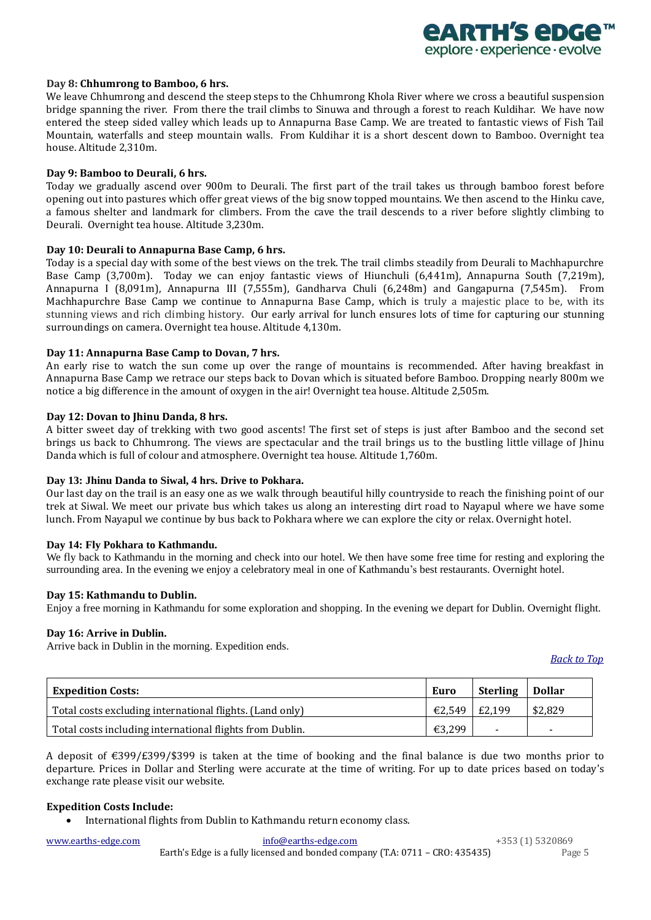**Day 8: Chhumrong to Bamboo, 6 hrs.**

We leave Chhumrong and descend the steep steps to the Chhumrong Khola River where we cross a beautiful suspension bridge spanning the river. From there the trail climbs to Sinuwa and through a forest to reach Kuldihar. We have now entered the steep sided valley which leads up to Annapurna Base Camp. We are treated to fantastic views of Fish Tail Mountain, waterfalls and steep mountain walls. From Kuldihar it is a short descent down to Bamboo. Overnight tea house. Altitude 2,310m.

**Day 9: Bamboo to Deurali, 6 hrs.**

Today we gradually ascend over 900m to Deurali. The first part of the trail takes us through bamboo forest before opening out into pastures which offer great views of the big snow topped mountains. We then ascend to the Hinku cave, a famous shelter and landmark for climbers. From the cave the trail descends to a river before slightly climbing to Deurali. Overnight tea house. Altitude 3,230m.

**Day 10: Deurali to Annapurna Base Camp, 6 hrs.**

Today is a special day with some of the best views on the trek. The trail climbs steadily from Deurali to Machhapurchre Base Camp (3,700m). Today we can enjoy fantastic views of Hiunchuli (6,441m), Annapurna South (7,219m), Annapurna I (8,091m), Annapurna III (7,555m), Gandharva Chuli (6,248m) and Gangapurna (7,545m). From Machhapurchre Base Camp we continue to Annapurna Base Camp, which is truly a majestic place to be, with its stunning views and rich climbing history. Our early arrival for lunch ensures lots of time for capturing our stunning surroundings on camera. Overnight tea house. Altitude 4,130m.

**Day 11: Annapurna Base Camp to Dovan, 7 hrs.**

An early rise to watch the sun come up over the range of mountains is recommended. After having breakfast in Annapurna Base Camp we retrace our steps back to Dovan which is situated before Bamboo. Dropping nearly 800m we notice a big difference in the amount of oxygen in the air! Overnight tea house. Altitude 2,505m.

**Day 12: Dovan to Jhinu Danda, 8 hrs.**

A bitter sweet day of trekking with two good ascents! The first set of steps is just after Bamboo and the second set brings us back to Chhumrong. The views are spectacular and the trail brings us to the bustling little village of Jhinu Danda which is full of colour and atmosphere. Overnight tea house. Altitude 1,760m.

**Day 13: Jhinu Danda to Siwal, 4 hrs. Drive to Pokhara.**

Our last day on the trail is an easy one as we walk through beautiful hilly countryside to reach the finishing point of our trek at Siwal. We meet our private bus which takes us along an interesting dirt road to Nayapul where we have some lunch. From Nayapul we continue by bus back to Pokhara where we can explore the city or relax. Overnight hotel.

**Day 14: Fly Pokhara to Kathmandu.**

We fly back to Kathmandu in the morning and check into our hotel. We then have some free time for resting and exploring the surrounding area. In the evening we enjoy a celebratory meal in one of Kathmandu's best restaurants. Overnight hotel.

**Day 15: Kathmandu to Dublin.**

Enjoy a free morning in Kathmandu for some exploration and shopping. In the evening we depart for Dublin. Overnight flight.

**Day 16: Arrive in Dublin.**

Arrive back in Dublin in the morning. Expedition ends.

*Back to Top*

| **Expedition Costs:** | **Euro** | **Sterling** | **Dollar** |
|---|---|---|---|
| Total costs excluding international flights. (Land only) | €2,549 | £2,199 | $2,829 |
| Total costs including international flights from Dublin. | €3,299 | - | - |

A deposit of €399/£399/$399 is taken at the time of booking and the final balance is due two months prior to departure. Prices in Dollar and Sterling were accurate at the time of writing. For up to date prices based on today's exchange rate please visit our website.

**Expedition Costs Include:**

- International flights from Dublin to Kathmandu return economy class.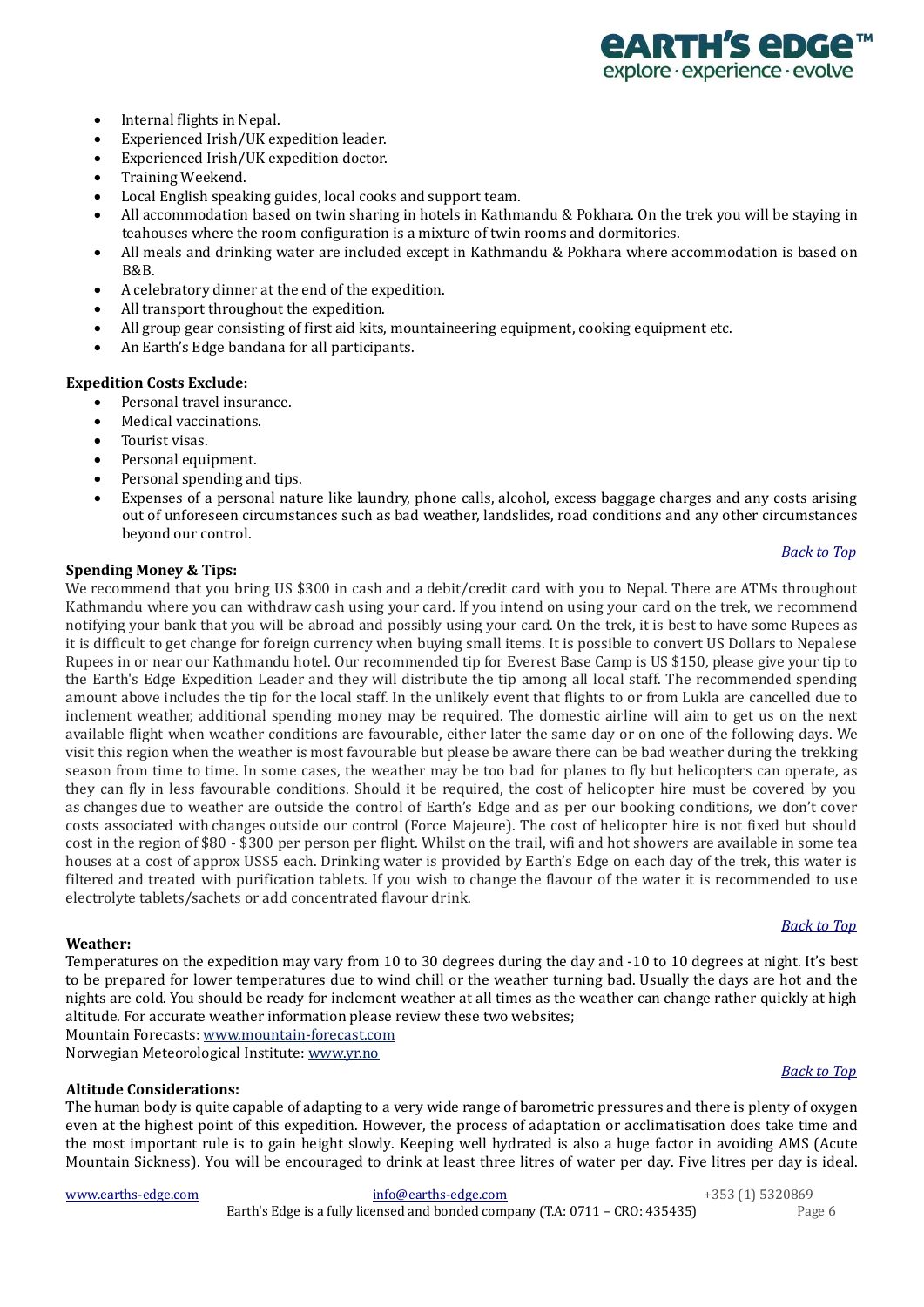- Internal flights in Nepal.
- Experienced Irish/UK expedition leader.
- Experienced Irish/UK expedition doctor.
- Training Weekend.
- Local English speaking guides, local cooks and support team.
- All accommodation based on twin sharing in hotels in Kathmandu & Pokhara. On the trek you will be staying in teahouses where the room configuration is a mixture of twin rooms and dormitories.
- All meals and drinking water are included except in Kathmandu & Pokhara where accommodation is based on B&B.
- A celebratory dinner at the end of the expedition.
- All transport throughout the expedition.
- All group gear consisting of first aid kits, mountaineering equipment, cooking equipment etc.
- An Earth's Edge bandana for all participants.

**Expedition Costs Exclude:**

- Personal travel insurance.
- Medical vaccinations.
- Tourist visas.
- Personal equipment.
- Personal spending and tips.
- Expenses of a personal nature like laundry, phone calls, alcohol, excess baggage charges and any costs arising out of unforeseen circumstances such as bad weather, landslides, road conditions and any other circumstances beyond our control.

*Back to Top*

**Spending Money & Tips:**

We recommend that you bring US $300 in cash and a debit/credit card with you to Nepal. There are ATMs throughout Kathmandu where you can withdraw cash using your card. If you intend on using your card on the trek, we recommend notifying your bank that you will be abroad and possibly using your card. On the trek, it is best to have some Rupees as it is difficult to get change for foreign currency when buying small items. It is possible to convert US Dollars to Nepalese Rupees in or near our Kathmandu hotel. Our recommended tip for Everest Base Camp is US $150, please give your tip to the Earth's Edge Expedition Leader and they will distribute the tip among all local staff. The recommended spending amount above includes the tip for the local staff. In the unlikely event that flights to or from Lukla are cancelled due to inclement weather, additional spending money may be required. The domestic airline will aim to get us on the next available flight when weather conditions are favourable, either later the same day or on one of the following days. We visit this region when the weather is most favourable but please be aware there can be bad weather during the trekking season from time to time. In some cases, the weather may be too bad for planes to fly but helicopters can operate, as they can fly in less favourable conditions. Should it be required, the cost of helicopter hire must be covered by you as changes due to weather are outside the control of Earth's Edge and as per our booking conditions, we don't cover costs associated with changes outside our control (Force Majeure). The cost of helicopter hire is not fixed but should cost in the region of $80 - $300 per person per flight. Whilst on the trail, wifi and hot showers are available in some tea houses at a cost of approx US$5 each. Drinking water is provided by Earth's Edge on each day of the trek, this water is filtered and treated with purification tablets. If you wish to change the flavour of the water it is recommended to use electrolyte tablets/sachets or add concentrated flavour drink.

*Back to Top*

**Weather:**

Temperatures on the expedition may vary from 10 to 30 degrees during the day and -10 to 10 degrees at night. It's best to be prepared for lower temperatures due to wind chill or the weather turning bad. Usually the days are hot and the nights are cold. You should be ready for inclement weather at all times as the weather can change rather quickly at high altitude. For accurate weather information please review these two websites;
Mountain Forecasts: www.mountain-forecast.com
Norwegian Meteorological Institute: www.yr.no

*Back to Top*

**Altitude Considerations:**

The human body is quite capable of adapting to a very wide range of barometric pressures and there is plenty of oxygen even at the highest point of this expedition. However, the process of adaptation or acclimatisation does take time and the most important rule is to gain height slowly. Keeping well hydrated is also a huge factor in avoiding AMS (Acute Mountain Sickness). You will be encouraged to drink at least three litres of water per day. Five litres per day is ideal.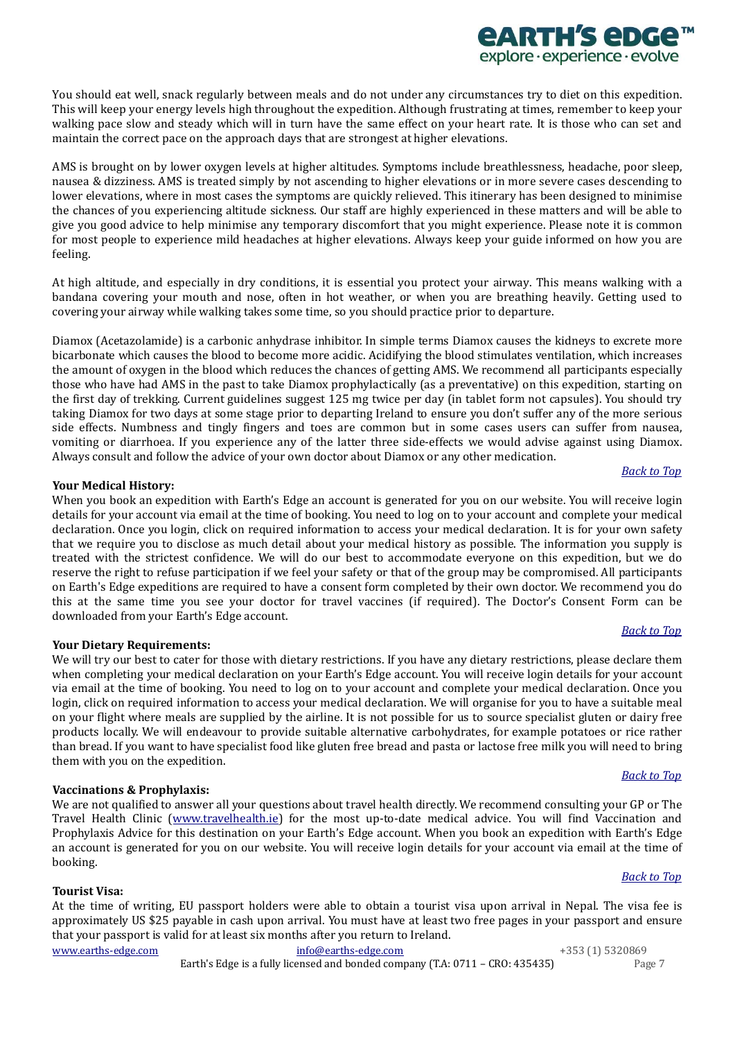You should eat well, snack regularly between meals and do not under any circumstances try to diet on this expedition. This will keep your energy levels high throughout the expedition. Although frustrating at times, remember to keep your walking pace slow and steady which will in turn have the same effect on your heart rate. It is those who can set and maintain the correct pace on the approach days that are strongest at higher elevations.

AMS is brought on by lower oxygen levels at higher altitudes. Symptoms include breathlessness, headache, poor sleep, nausea & dizziness. AMS is treated simply by not ascending to higher elevations or in more severe cases descending to lower elevations, where in most cases the symptoms are quickly relieved. This itinerary has been designed to minimise the chances of you experiencing altitude sickness. Our staff are highly experienced in these matters and will be able to give you good advice to help minimise any temporary discomfort that you might experience. Please note it is common for most people to experience mild headaches at higher elevations. Always keep your guide informed on how you are feeling.

At high altitude, and especially in dry conditions, it is essential you protect your airway. This means walking with a bandana covering your mouth and nose, often in hot weather, or when you are breathing heavily. Getting used to covering your airway while walking takes some time, so you should practice prior to departure.

Diamox (Acetazolamide) is a carbonic anhydrase inhibitor. In simple terms Diamox causes the kidneys to excrete more bicarbonate which causes the blood to become more acidic. Acidifying the blood stimulates ventilation, which increases the amount of oxygen in the blood which reduces the chances of getting AMS. We recommend all participants especially those who have had AMS in the past to take Diamox prophylactically (as a preventative) on this expedition, starting on the first day of trekking. Current guidelines suggest 125 mg twice per day (in tablet form not capsules). You should try taking Diamox for two days at some stage prior to departing Ireland to ensure you don't suffer any of the more serious side effects. Numbness and tingly fingers and toes are common but in some cases users can suffer from nausea, vomiting or diarrhoea. If you experience any of the latter three side-effects we would advise against using Diamox. Always consult and follow the advice of your own doctor about Diamox or any other medication.

*Back to Top*

**Your Medical History:**

When you book an expedition with Earth's Edge an account is generated for you on our website. You will receive login details for your account via email at the time of booking. You need to log on to your account and complete your medical declaration. Once you login, click on required information to access your medical declaration. It is for your own safety that we require you to disclose as much detail about your medical history as possible. The information you supply is treated with the strictest confidence. We will do our best to accommodate everyone on this expedition, but we do reserve the right to refuse participation if we feel your safety or that of the group may be compromised. All participants on Earth's Edge expeditions are required to have a consent form completed by their own doctor. We recommend you do this at the same time you see your doctor for travel vaccines (if required). The Doctor's Consent Form can be downloaded from your Earth's Edge account.

*Back to Top*

**Your Dietary Requirements:**

We will try our best to cater for those with dietary restrictions. If you have any dietary restrictions, please declare them when completing your medical declaration on your Earth's Edge account. You will receive login details for your account via email at the time of booking. You need to log on to your account and complete your medical declaration. Once you login, click on required information to access your medical declaration. We will organise for you to have a suitable meal on your flight where meals are supplied by the airline. It is not possible for us to source specialist gluten or dairy free products locally. We will endeavour to provide suitable alternative carbohydrates, for example potatoes or rice rather than bread. If you want to have specialist food like gluten free bread and pasta or lactose free milk you will need to bring them with you on the expedition.

*Back to Top*

**Vaccinations & Prophylaxis:**

We are not qualified to answer all your questions about travel health directly. We recommend consulting your GP or The Travel Health Clinic (www.travelhealth.ie) for the most up-to-date medical advice. You will find Vaccination and Prophylaxis Advice for this destination on your Earth's Edge account. When you book an expedition with Earth's Edge an account is generated for you on our website. You will receive login details for your account via email at the time of booking.

*Back to Top*

**Tourist Visa:**

At the time of writing, EU passport holders were able to obtain a tourist visa upon arrival in Nepal. The visa fee is approximately US $25 payable in cash upon arrival. You must have at least two free pages in your passport and ensure that your passport is valid for at least six months after you return to Ireland.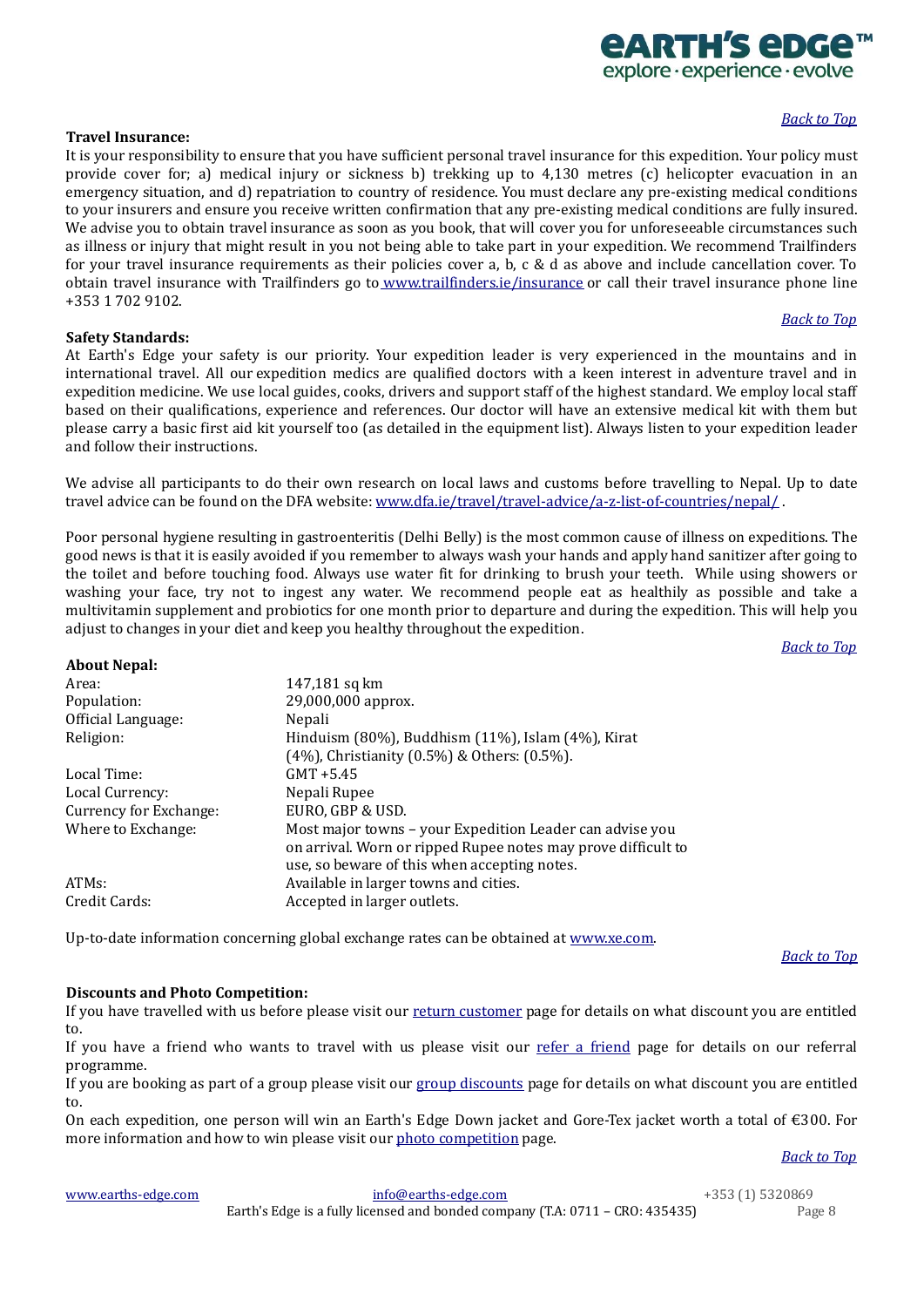*Back to Top*

**Travel Insurance:**

It is your responsibility to ensure that you have sufficient personal travel insurance for this expedition. Your policy must provide cover for; a) medical injury or sickness b) trekking up to 4,130 metres (c) helicopter evacuation in an emergency situation, and d) repatriation to country of residence. You must declare any pre-existing medical conditions to your insurers and ensure you receive written confirmation that any pre-existing medical conditions are fully insured. We advise you to obtain travel insurance as soon as you book, that will cover you for unforeseeable circumstances such as illness or injury that might result in you not being able to take part in your expedition. We recommend Trailfinders for your travel insurance requirements as their policies cover a, b, c & d as above and include cancellation cover. To obtain travel insurance with Trailfinders go to www.trailfinders.ie/insurance or call their travel insurance phone line +353 1 702 9102.

*Back to Top*

**Safety Standards:**

At Earth's Edge your safety is our priority. Your expedition leader is very experienced in the mountains and in international travel. All our expedition medics are qualified doctors with a keen interest in adventure travel and in expedition medicine. We use local guides, cooks, drivers and support staff of the highest standard. We employ local staff based on their qualifications, experience and references. Our doctor will have an extensive medical kit with them but please carry a basic first aid kit yourself too (as detailed in the equipment list). Always listen to your expedition leader and follow their instructions.

We advise all participants to do their own research on local laws and customs before travelling to Nepal. Up to date travel advice can be found on the DFA website: www.dfa.ie/travel/travel-advice/a-z-list-of-countries/nepal/ .

Poor personal hygiene resulting in gastroenteritis (Delhi Belly) is the most common cause of illness on expeditions. The good news is that it is easily avoided if you remember to always wash your hands and apply hand sanitizer after going to the toilet and before touching food. Always use water fit for drinking to brush your teeth. While using showers or washing your face, try not to ingest any water. We recommend people eat as healthily as possible and take a multivitamin supplement and probiotics for one month prior to departure and during the expedition. This will help you adjust to changes in your diet and keep you healthy throughout the expedition.

*Back to Top*

**About Nepal:**

| | |
|---|---|
| Area: | 147,181 sq km |
| Population: | 29,000,000 approx. |
| Official Language: | Nepali |
| Religion: | Hinduism (80%), Buddhism (11%), Islam (4%), Kirat (4%), Christianity (0.5%) & Others: (0.5%). |
| Local Time: | GMT +5.45 |
| Local Currency: | Nepali Rupee |
| Currency for Exchange: | EURO, GBP & USD. |
| Where to Exchange: | Most major towns – your Expedition Leader can advise you on arrival. Worn or ripped Rupee notes may prove difficult to use, so beware of this when accepting notes. |
| ATMs: | Available in larger towns and cities. |
| Credit Cards: | Accepted in larger outlets. |

Up-to-date information concerning global exchange rates can be obtained at www.xe.com.

*Back to Top*

**Discounts and Photo Competition:**

If you have travelled with us before please visit our return customer page for details on what discount you are entitled to.

If you have a friend who wants to travel with us please visit our refer a friend page for details on our referral programme.

If you are booking as part of a group please visit our group discounts page for details on what discount you are entitled to.

On each expedition, one person will win an Earth's Edge Down jacket and Gore-Tex jacket worth a total of €300. For more information and how to win please visit our photo competition page.

*Back to Top*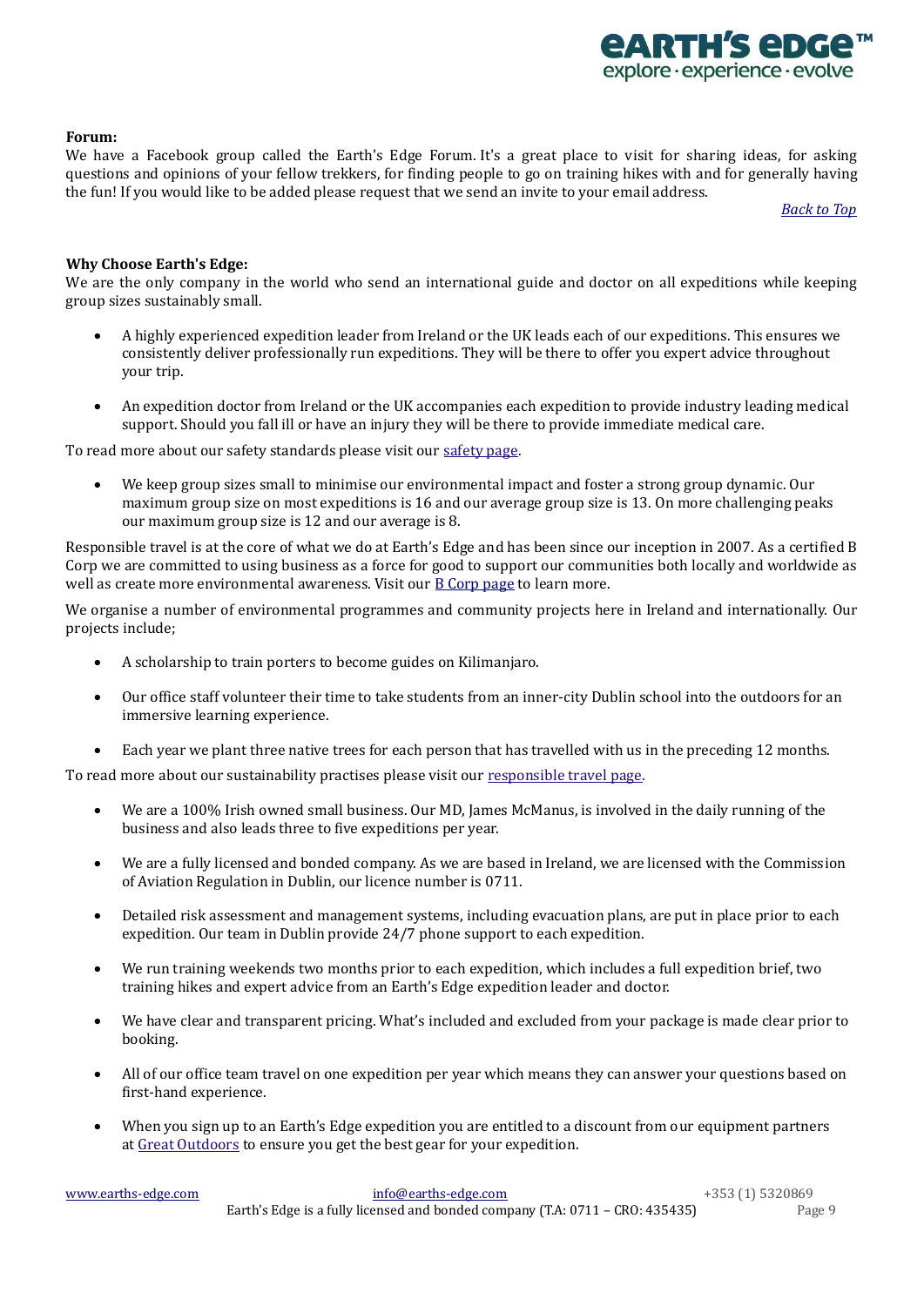**Forum:**

We have a Facebook group called the Earth's Edge Forum. It's a great place to visit for sharing ideas, for asking questions and opinions of your fellow trekkers, for finding people to go on training hikes with and for generally having the fun! If you would like to be added please request that we send an invite to your email address.

*Back to Top*

**Why Choose Earth's Edge:**

We are the only company in the world who send an international guide and doctor on all expeditions while keeping group sizes sustainably small.

- A highly experienced expedition leader from Ireland or the UK leads each of our expeditions. This ensures we consistently deliver professionally run expeditions. They will be there to offer you expert advice throughout your trip.
- An expedition doctor from Ireland or the UK accompanies each expedition to provide industry leading medical support. Should you fall ill or have an injury they will be there to provide immediate medical care.

To read more about our safety standards please visit our safety page.

- We keep group sizes small to minimise our environmental impact and foster a strong group dynamic. Our maximum group size on most expeditions is 16 and our average group size is 13. On more challenging peaks our maximum group size is 12 and our average is 8.

Responsible travel is at the core of what we do at Earth's Edge and has been since our inception in 2007. As a certified B Corp we are committed to using business as a force for good to support our communities both locally and worldwide as well as create more environmental awareness. Visit our B Corp page to learn more.

We organise a number of environmental programmes and community projects here in Ireland and internationally. Our projects include;

- A scholarship to train porters to become guides on Kilimanjaro.
- Our office staff volunteer their time to take students from an inner-city Dublin school into the outdoors for an immersive learning experience.
- Each year we plant three native trees for each person that has travelled with us in the preceding 12 months.

To read more about our sustainability practises please visit our responsible travel page.

- We are a 100% Irish owned small business. Our MD, James McManus, is involved in the daily running of the business and also leads three to five expeditions per year.
- We are a fully licensed and bonded company. As we are based in Ireland, we are licensed with the Commission of Aviation Regulation in Dublin, our licence number is 0711.
- Detailed risk assessment and management systems, including evacuation plans, are put in place prior to each expedition. Our team in Dublin provide 24/7 phone support to each expedition.
- We run training weekends two months prior to each expedition, which includes a full expedition brief, two training hikes and expert advice from an Earth's Edge expedition leader and doctor.
- We have clear and transparent pricing. What's included and excluded from your package is made clear prior to booking.
- All of our office team travel on one expedition per year which means they can answer your questions based on first-hand experience.
- When you sign up to an Earth's Edge expedition you are entitled to a discount from our equipment partners at Great Outdoors to ensure you get the best gear for your expedition.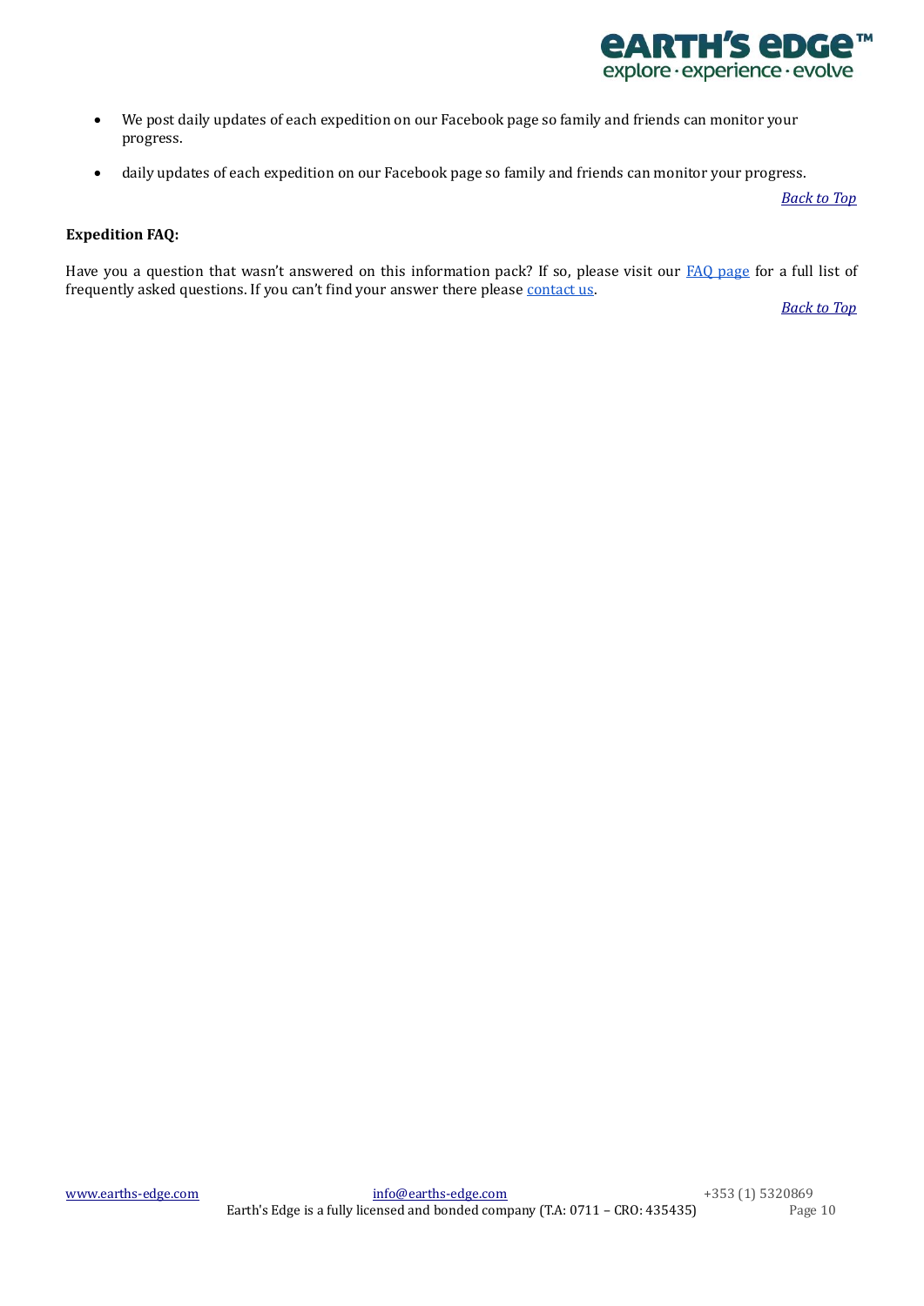- We post daily updates of each expedition on our Facebook page so family and friends can monitor your progress.
- daily updates of each expedition on our Facebook page so family and friends can monitor your progress.

*Back to Top*

**Expedition FAQ:**

Have you a question that wasn't answered on this information pack? If so, please visit our FAQ page for a full list of frequently asked questions. If you can't find your answer there please contact us.

*Back to Top*